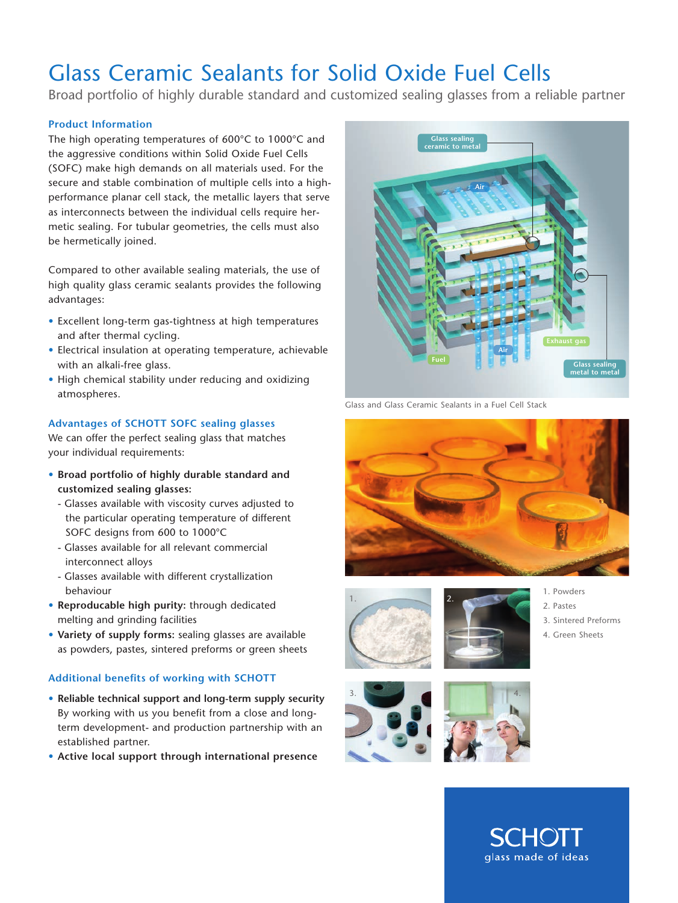# Glass Ceramic Sealants for Solid Oxide Fuel Cells

Broad portfolio of highly durable standard and customized sealing glasses from a reliable partner

## Product Information

The high operating temperatures of 600°C to 1000°C and the aggressive conditions within Solid Oxide Fuel Cells (SOFC) make high demands on all materials used. For the secure and stable combination of multiple cells into a high-performance planar cell stack, the metallic layers that serve as interconnects between the individual cells require hermetic sealing. For tubular geometries, the cells must also be hermetically joined.

Compared to other available sealing materials, the use of high quality glass ceramic sealants provides the following advantages:

- Excellent long-term gas-tightness at high temperatures and after thermal cycling.
- Electrical insulation at operating temperature, achievable with an alkali-free glass.
- High chemical stability under reducing and oxidizing atmospheres.

## Advantages of SCHOTT SOFC sealing glasses

We can offer the perfect sealing glass that matches your individual requirements:

- **Broad portfolio of highly durable standard and customized sealing glasses:**
  - Glasses available with viscosity curves adjusted to the particular operating temperature of different SOFC designs from 600 to 1000°C
  - Glasses available for all relevant commercial interconnect alloys
  - Glasses available with different crystallization behaviour
- **Reproducable high purity:** through dedicated melting and grinding facilities
- **Variety of supply forms:** sealing glasses are available as powders, pastes, sintered preforms or green sheets

## Additional benefits of working with SCHOTT

- **Reliable technical support and long-term supply security**
  By working with us you benefit from a close and long-term development- and production partnership with an established partner.
- **Active local support through international presence**

Glass sealing ceramic to metal

Air

Exhaust gas

Air

Fuel

Glass sealing metal to metal

Glass and Glass Ceramic Sealants in a Fuel Cell Stack

1. Powders
2. Pastes
3. Sintered Preforms
4. Green Sheets

SCHOTT
glass made of ideas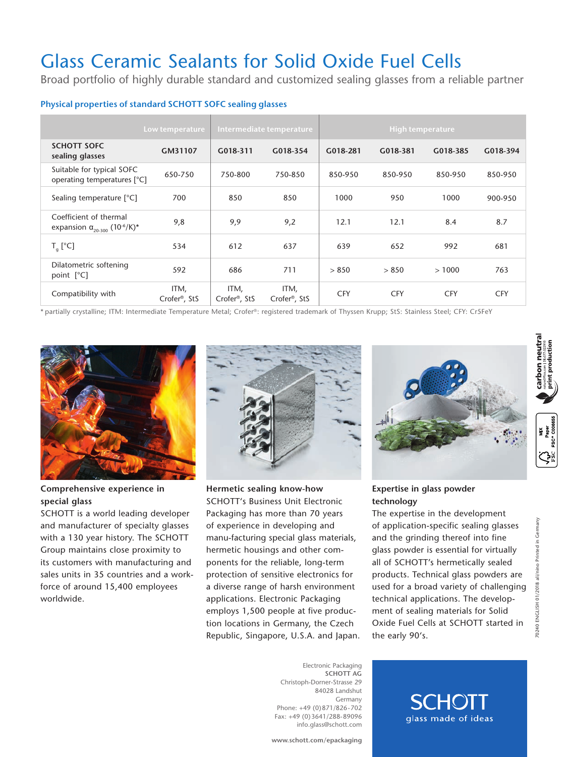# Glass Ceramic Sealants for Solid Oxide Fuel Cells

Broad portfolio of highly durable standard and customized sealing glasses from a reliable partner

### Physical properties of standard SCHOTT SOFC sealing glasses

| | Low temperature | Intermediate temperature | | High temperature | | | |
|---|---|---|---|---|---|---|---|
| **SCHOTT SOFC sealing glasses** | **GM31107** | **G018-311** | **G018-354** | **G018-281** | **G018-381** | **G018-385** | **G018-394** |
| Suitable for typical SOFC operating temperatures [°C] | 650-750 | 750-800 | 750-850 | 850-950 | 850-950 | 850-950 | 850-950 |
| Sealing temperature [°C] | 700 | 850 | 850 | 1000 | 950 | 1000 | 900-950 |
| Coefficient of thermal expansion $\alpha_{20\text{-}300}$ ($10^{-6}$/K)* | 9,8 | 9,9 | 9,2 | 12.1 | 12.1 | 8.4 | 8.7 |
| $T_g$ [°C] | 534 | 612 | 637 | 639 | 652 | 992 | 681 |
| Dilatometric softening point [°C] | 592 | 686 | 711 | > 850 | > 850 | > 1000 | 763 |
| Compatibility with | ITM, Crofer®, StS | ITM, Crofer®, StS | ITM, Crofer®, StS | CFY | CFY | CFY | CFY |

* partially crystalline; ITM: Intermediate Temperature Metal; Crofer®: registered trademark of Thyssen Krupp; StS: Stainless Steel; CFY: Cr5FeY

**Comprehensive experience in special glass**

SCHOTT is a world leading developer and manufacturer of specialty glasses with a 130 year history. The SCHOTT Group maintains close proximity to its customers with manufacturing and sales units in 35 countries and a workforce of around 15,400 employees worldwide.

**Hermetic sealing know-how**

SCHOTT's Business Unit Electronic Packaging has more than 70 years of experience in developing and manu-facturing special glass materials, hermetic housings and other components for the reliable, long-term protection of sensitive electronics for a diverse range of harsh environment applications. Electronic Packaging employs 1,500 people at five production locations in Germany, the Czech Republic, Singapore, U.S.A. and Japan.

**Expertise in glass powder technology**

The expertise in the development of application-specific sealing glasses and the grinding thereof into fine glass powder is essential for virtually all of SCHOTT's hermetically sealed products. Technical glass powders are used for a broad variety of challenging technical applications. The development of sealing materials for Solid Oxide Fuel Cells at SCHOTT started in the early 90's.

Electronic Packaging
**SCHOTT AG**
Christoph-Dorner-Strasse 29
84028 Landshut
Germany
Phone: +49 (0)871/826-702
Fax: +49 (0)3641/288-89096
info.glass@schott.com

**www.schott.com/epackaging**

SCHOTT
glass made of ideas

70240 ENGLISH 01/2018 all/nino Printed in Germany